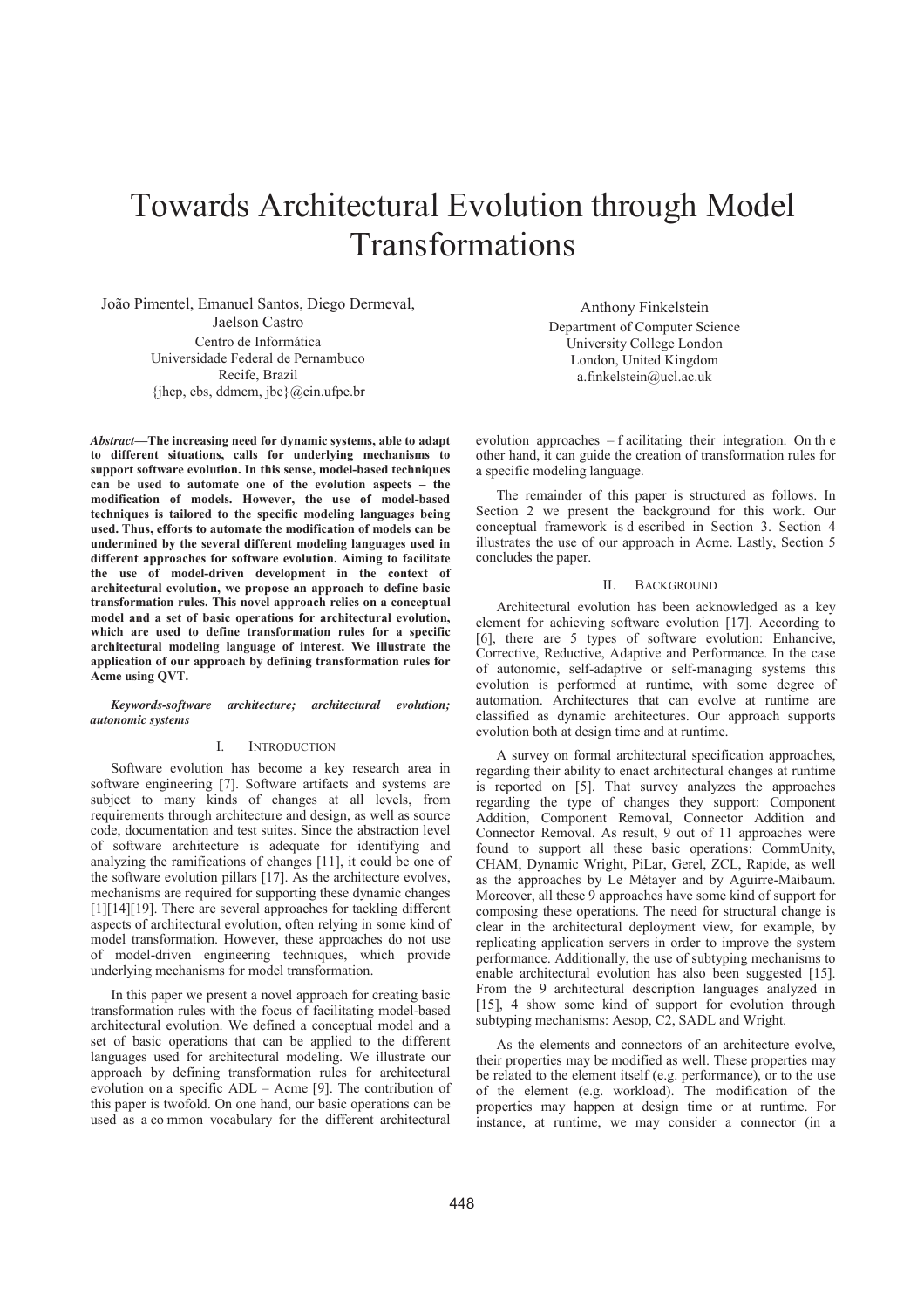# Towards Architectural Evolution through Model Transformations

João Pimentel, Emanuel Santos, Diego Dermeval, Jaelson Castro
Centro de Informática
Universidade Federal de Pernambuco
Recife, Brazil
{jhcp, ebs, ddmcm, jbc}@cin.ufpe.br

Anthony Finkelstein
Department of Computer Science
University College London
London, United Kingdom
a.finkelstein@ucl.ac.uk

***Abstract*—The increasing need for dynamic systems, able to adapt to different situations, calls for underlying mechanisms to support software evolution. In this sense, model-based techniques can be used to automate one of the evolution aspects – the modification of models. However, the use of model-based techniques is tailored to the specific modeling languages being used. Thus, efforts to automate the modification of models can be undermined by the several different modeling languages used in different approaches for software evolution. Aiming to facilitate the use of model-driven development in the context of architectural evolution, we propose an approach to define basic transformation rules. This novel approach relies on a conceptual model and a set of basic operations for architectural evolution, which are used to define transformation rules for a specific architectural modeling language of interest. We illustrate the application of our approach by defining transformation rules for Acme using QVT.**

***Keywords-software architecture; architectural evolution; autonomic systems***

## I. Introduction

Software evolution has become a key research area in software engineering [7]. Software artifacts and systems are subject to many kinds of changes at all levels, from requirements through architecture and design, as well as source code, documentation and test suites. Since the abstraction level of software architecture is adequate for identifying and analyzing the ramifications of changes [11], it could be one of the software evolution pillars [17]. As the architecture evolves, mechanisms are required for supporting these dynamic changes [1][14][19]. There are several approaches for tackling different aspects of architectural evolution, often relying in some kind of model transformation. However, these approaches do not use of model-driven engineering techniques, which provide underlying mechanisms for model transformation.

In this paper we present a novel approach for creating basic transformation rules with the focus of facilitating model-based architectural evolution. We defined a conceptual model and a set of basic operations that can be applied to the different languages used for architectural modeling. We illustrate our approach by defining transformation rules for architectural evolution on a specific ADL – Acme [9]. The contribution of this paper is twofold. On one hand, our basic operations can be used as a common vocabulary for the different architectural evolution approaches – facilitating their integration. On the other hand, it can guide the creation of transformation rules for a specific modeling language.

The remainder of this paper is structured as follows. In Section 2 we present the background for this work. Our conceptual framework is described in Section 3. Section 4 illustrates the use of our approach in Acme. Lastly, Section 5 concludes the paper.

## II. Background

Architectural evolution has been acknowledged as a key element for achieving software evolution [17]. According to [6], there are 5 types of software evolution: Enhancive, Corrective, Reductive, Adaptive and Performance. In the case of autonomic, self-adaptive or self-managing systems this evolution is performed at runtime, with some degree of automation. Architectures that can evolve at runtime are classified as dynamic architectures. Our approach supports evolution both at design time and at runtime.

A survey on formal architectural specification approaches, regarding their ability to enact architectural changes at runtime is reported on [5]. That survey analyzes the approaches regarding the type of changes they support: Component Addition, Component Removal, Connector Addition and Connector Removal. As result, 9 out of 11 approaches were found to support all these basic operations: CommUnity, CHAM, Dynamic Wright, PiLar, Gerel, ZCL, Rapide, as well as the approaches by Le Métayer and by Aguirre-Maibaum. Moreover, all these 9 approaches have some kind of support for composing these operations. The need for structural change is clear in the architectural deployment view, for example, by replicating application servers in order to improve the system performance. Additionally, the use of subtyping mechanisms to enable architectural evolution has also been suggested [15]. From the 9 architectural description languages analyzed in [15], 4 show some kind of support for evolution through subtyping mechanisms: Aesop, C2, SADL and Wright.

As the elements and connectors of an architecture evolve, their properties may be modified as well. These properties may be related to the element itself (e.g. performance), or to the use of the element (e.g. workload). The modification of the properties may happen at design time or at runtime. For instance, at runtime, we may consider a connector (in a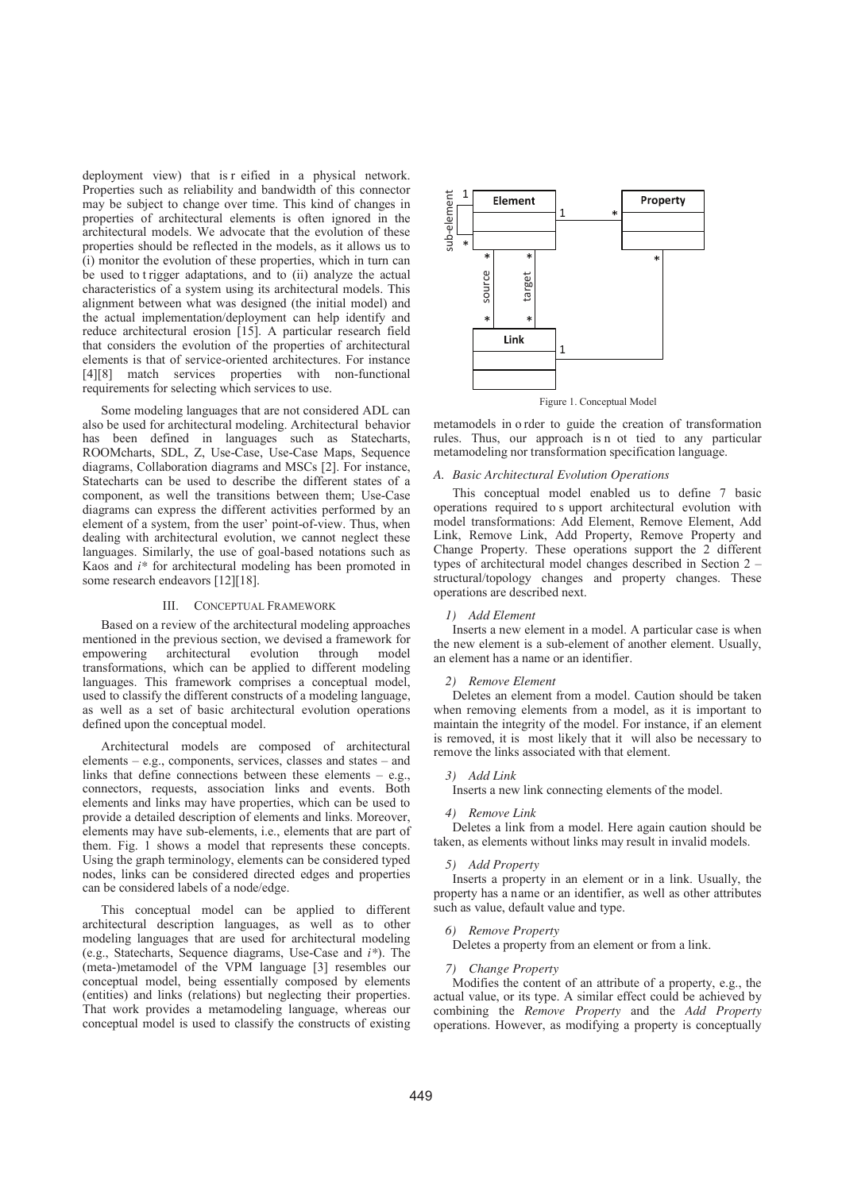deployment view) that is reified in a physical network. Properties such as reliability and bandwidth of this connector may be subject to change over time. This kind of changes in properties of architectural elements is often ignored in the architectural models. We advocate that the evolution of these properties should be reflected in the models, as it allows us to (i) monitor the evolution of these properties, which in turn can be used to trigger adaptations, and to (ii) analyze the actual characteristics of a system using its architectural models. This alignment between what was designed (the initial model) and the actual implementation/deployment can help identify and reduce architectural erosion [15]. A particular research field that considers the evolution of the properties of architectural elements is that of service-oriented architectures. For instance [4][8] match services properties with non-functional requirements for selecting which services to use.

Some modeling languages that are not considered ADL can also be used for architectural modeling. Architectural behavior has been defined in languages such as Statecharts, ROOMcharts, SDL, Z, Use-Case, Use-Case Maps, Sequence diagrams, Collaboration diagrams and MSCs [2]. For instance, Statecharts can be used to describe the different states of a component, as well the transitions between them; Use-Case diagrams can express the different activities performed by an element of a system, from the user' point-of-view. Thus, when dealing with architectural evolution, we cannot neglect these languages. Similarly, the use of goal-based notations such as Kaos and *i\** for architectural modeling has been promoted in some research endeavors [12][18].

## III. CONCEPTUAL FRAMEWORK

Based on a review of the architectural modeling approaches mentioned in the previous section, we devised a framework for empowering architectural evolution through model transformations, which can be applied to different modeling languages. This framework comprises a conceptual model, used to classify the different constructs of a modeling language, as well as a set of basic architectural evolution operations defined upon the conceptual model.

Architectural models are composed of architectural elements – e.g., components, services, classes and states – and links that define connections between these elements – e.g., connectors, requests, association links and events. Both elements and links may have properties, which can be used to provide a detailed description of elements and links. Moreover, elements may have sub-elements, i.e., elements that are part of them. Fig. 1 shows a model that represents these concepts. Using the graph terminology, elements can be considered typed nodes, links can be considered directed edges and properties can be considered labels of a node/edge.

This conceptual model can be applied to different architectural description languages, as well as to other modeling languages that are used for architectural modeling (e.g., Statecharts, Sequence diagrams, Use-Case and *i\**). The (meta-)metamodel of the VPM language [3] resembles our conceptual model, being essentially composed by elements (entities) and links (relations) but neglecting their properties. That work provides a metamodeling language, whereas our conceptual model is used to classify the constructs of existing metamodels in order to guide the creation of transformation rules. Thus, our approach is not tied to any particular metamodeling nor transformation specification language.

Figure 1. Conceptual Model

### A. Basic Architectural Evolution Operations

This conceptual model enabled us to define 7 basic operations required to support architectural evolution with model transformations: Add Element, Remove Element, Add Link, Remove Link, Add Property, Remove Property and Change Property. These operations support the 2 different types of architectural model changes described in Section 2 – structural/topology changes and property changes. These operations are described next.

#### 1) Add Element

Inserts a new element in a model. A particular case is when the new element is a sub-element of another element. Usually, an element has a name or an identifier.

#### 2) Remove Element

Deletes an element from a model. Caution should be taken when removing elements from a model, as it is important to maintain the integrity of the model. For instance, if an element is removed, it is most likely that it will also be necessary to remove the links associated with that element.

#### 3) Add Link

Inserts a new link connecting elements of the model.

#### 4) Remove Link

Deletes a link from a model. Here again caution should be taken, as elements without links may result in invalid models.

#### 5) Add Property

Inserts a property in an element or in a link. Usually, the property has a name or an identifier, as well as other attributes such as value, default value and type.

#### 6) Remove Property

Deletes a property from an element or from a link.

#### 7) Change Property

Modifies the content of an attribute of a property, e.g., the actual value, or its type. A similar effect could be achieved by combining the *Remove Property* and the *Add Property* operations. However, as modifying a property is conceptually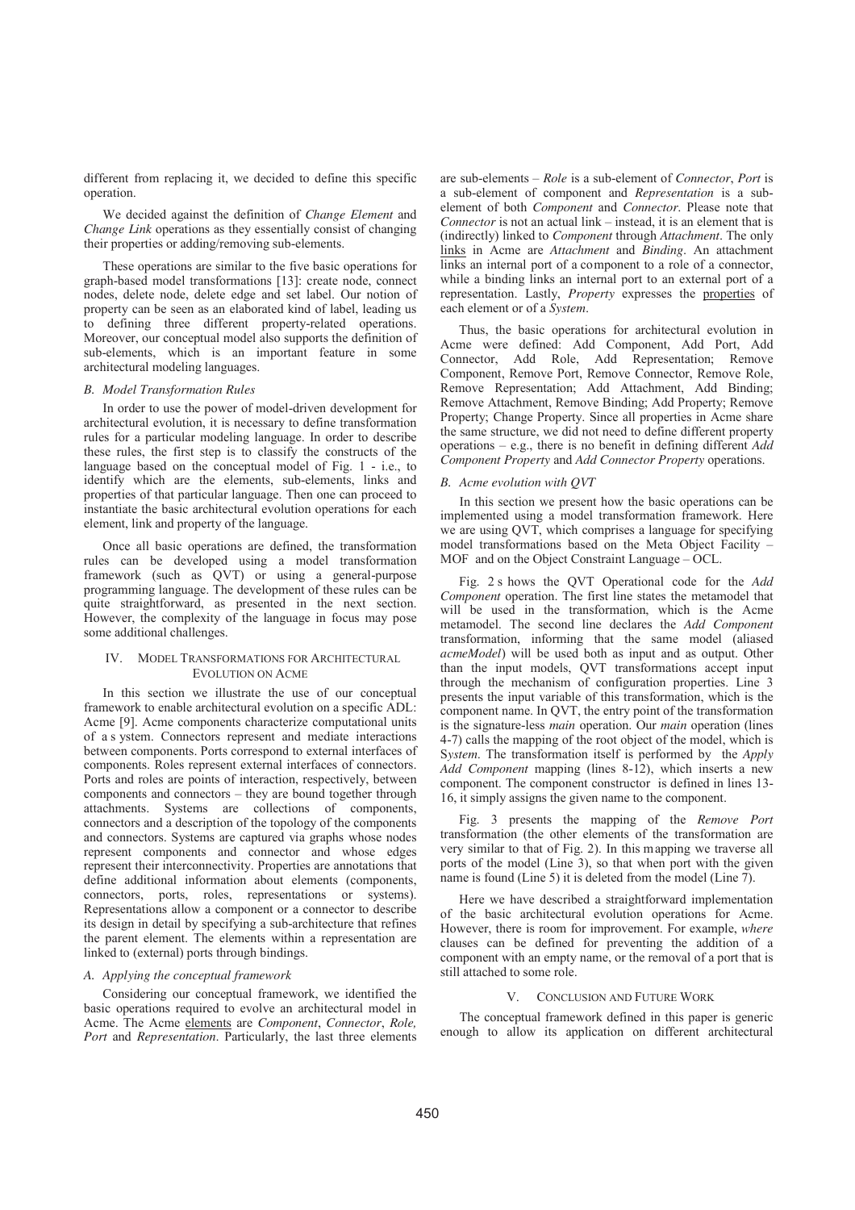different from replacing it, we decided to define this specific operation.

We decided against the definition of *Change Element* and *Change Link* operations as they essentially consist of changing their properties or adding/removing sub-elements.

These operations are similar to the five basic operations for graph-based model transformations [13]: create node, connect nodes, delete node, delete edge and set label. Our notion of property can be seen as an elaborated kind of label, leading us to defining three different property-related operations. Moreover, our conceptual model also supports the definition of sub-elements, which is an important feature in some architectural modeling languages.

### *B. Model Transformation Rules*

In order to use the power of model-driven development for architectural evolution, it is necessary to define transformation rules for a particular modeling language. In order to describe these rules, the first step is to classify the constructs of the language based on the conceptual model of Fig. 1 - i.e., to identify which are the elements, sub-elements, links and properties of that particular language. Then one can proceed to instantiate the basic architectural evolution operations for each element, link and property of the language.

Once all basic operations are defined, the transformation rules can be developed using a model transformation framework (such as QVT) or using a general-purpose programming language. The development of these rules can be quite straightforward, as presented in the next section. However, the complexity of the language in focus may pose some additional challenges.

## IV. Model Transformations for Architectural Evolution on Acme

In this section we illustrate the use of our conceptual framework to enable architectural evolution on a specific ADL: Acme [9]. Acme components characterize computational units of a system. Connectors represent and mediate interactions between components. Ports correspond to external interfaces of components. Roles represent external interfaces of connectors. Ports and roles are points of interaction, respectively, between components and connectors – they are bound together through attachments. Systems are collections of components, connectors and a description of the topology of the components and connectors. Systems are captured via graphs whose nodes represent components and connector and whose edges represent their interconnectivity. Properties are annotations that define additional information about elements (components, connectors, ports, roles, representations or systems). Representations allow a component or a connector to describe its design in detail by specifying a sub-architecture that refines the parent element. The elements within a representation are linked to (external) ports through bindings.

### *A. Applying the conceptual framework*

Considering our conceptual framework, we identified the basic operations required to evolve an architectural model in Acme. The Acme elements are *Component*, *Connector*, *Role, Port* and *Representation*. Particularly, the last three elements are sub-elements – *Role* is a sub-element of *Connector*, *Port* is a sub-element of component and *Representation* is a sub-element of both *Component* and *Connector*. Please note that *Connector* is not an actual link – instead, it is an element that is (indirectly) linked to *Component* through *Attachment*. The only links in Acme are *Attachment* and *Binding*. An attachment links an internal port of a component to a role of a connector, while a binding links an internal port to an external port of a representation. Lastly, *Property* expresses the properties of each element or of a *System*.

Thus, the basic operations for architectural evolution in Acme were defined: Add Component, Add Port, Add Connector, Add Role, Add Representation; Remove Component, Remove Port, Remove Connector, Remove Role, Remove Representation; Add Attachment, Add Binding; Remove Attachment, Remove Binding; Add Property; Remove Property; Change Property. Since all properties in Acme share the same structure, we did not need to define different property operations – e.g., there is no benefit in defining different *Add Component Property* and *Add Connector Property* operations.

### *B. Acme evolution with QVT*

In this section we present how the basic operations can be implemented using a model transformation framework. Here we are using QVT, which comprises a language for specifying model transformations based on the Meta Object Facility – MOF and on the Object Constraint Language – OCL.

Fig. 2 shows the QVT Operational code for the *Add Component* operation. The first line states the metamodel that will be used in the transformation, which is the Acme metamodel. The second line declares the *Add Component* transformation, informing that the same model (aliased *acmeModel*) will be used both as input and as output. Other than the input models, QVT transformations accept input through the mechanism of configuration properties. Line 3 presents the input variable of this transformation, which is the component name. In QVT, the entry point of the transformation is the signature-less *main* operation. Our *main* operation (lines 4-7) calls the mapping of the root object of the model, which is System. The transformation itself is performed by the *Apply Add Component* mapping (lines 8-12), which inserts a new component. The component constructor is defined in lines 13-16, it simply assigns the given name to the component.

Fig. 3 presents the mapping of the *Remove Port* transformation (the other elements of the transformation are very similar to that of Fig. 2). In this mapping we traverse all ports of the model (Line 3), so that when port with the given name is found (Line 5) it is deleted from the model (Line 7).

Here we have described a straightforward implementation of the basic architectural evolution operations for Acme. However, there is room for improvement. For example, *where* clauses can be defined for preventing the addition of a component with an empty name, or the removal of a port that is still attached to some role.

## V. Conclusion and Future Work

The conceptual framework defined in this paper is generic enough to allow its application on different architectural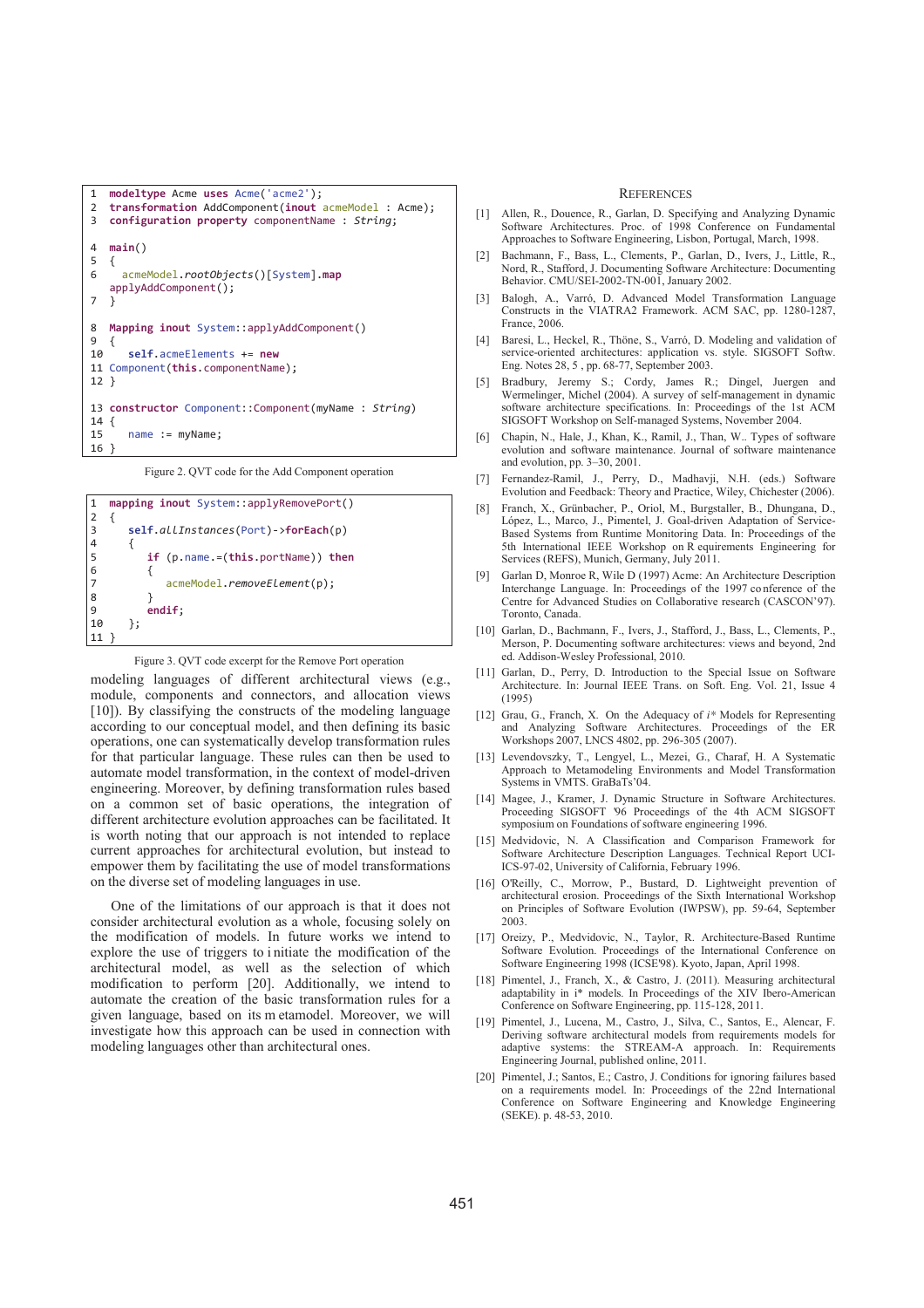```
1  modeltype Acme uses Acme('acme2');
2  transformation AddComponent(inout acmeModel : Acme);
3  configuration property componentName : String;

4  main()
5  {
6    acmeModel.rootObjects()[System].map
   applyAddComponent();
7  }

8  Mapping inout System::applyAddComponent()
9  {
10     self.acmeElements += new
11 Component(this.componentName);
12 }

13 constructor Component::Component(myName : String)
14 {
15     name := myName;
16 }
```

Figure 2. QVT code for the Add Component operation

```
1  mapping inout System::applyRemovePort()
2  {
3      self.allInstances(Port)->forEach(p)
4      {
5          if (p.name.=(this.portName)) then
6          {
7              acmeModel.removeElement(p);
8          }
9          endif;
10     };
11 }
```

Figure 3. QVT code excerpt for the Remove Port operation

modeling languages of different architectural views (e.g., module, components and connectors, and allocation views [10]). By classifying the constructs of the modeling language according to our conceptual model, and then defining its basic operations, one can systematically develop transformation rules for that particular language. These rules can then be used to automate model transformation, in the context of model-driven engineering. Moreover, by defining transformation rules based on a common set of basic operations, the integration of different architecture evolution approaches can be facilitated. It is worth noting that our approach is not intended to replace current approaches for architectural evolution, but instead to empower them by facilitating the use of model transformations on the diverse set of modeling languages in use.

One of the limitations of our approach is that it does not consider architectural evolution as a whole, focusing solely on the modification of models. In future works we intend to explore the use of triggers to initiate the modification of the architectural model, as well as the selection of which modification to perform [20]. Additionally, we intend to automate the creation of the basic transformation rules for a given language, based on its metamodel. Moreover, we will investigate how this approach can be used in connection with modeling languages other than architectural ones.

## References

[1] Allen, R., Douence, R., Garlan, D. Specifying and Analyzing Dynamic Software Architectures. Proc. of 1998 Conference on Fundamental Approaches to Software Engineering, Lisbon, Portugal, March, 1998.

[2] Bachmann, F., Bass, L., Clements, P., Garlan, D., Ivers, J., Little, R., Nord, R., Stafford, J. Documenting Software Architecture: Documenting Behavior. CMU/SEI-2002-TN-001, January 2002.

[3] Balogh, A., Varró, D. Advanced Model Transformation Language Constructs in the VIATRA2 Framework. ACM SAC, pp. 1280-1287, France, 2006.

[4] Baresi, L., Heckel, R., Thöne, S., Varró, D. Modeling and validation of service-oriented architectures: application vs. style. SIGSOFT Softw. Eng. Notes 28, 5 , pp. 68-77, September 2003.

[5] Bradbury, Jeremy S.; Cordy, James R.; Dingel, Juergen and Wermelinger, Michel (2004). A survey of self-management in dynamic software architecture specifications. In: Proceedings of the 1st ACM SIGSOFT Workshop on Self-managed Systems, November 2004.

[6] Chapin, N., Hale, J., Khan, K., Ramil, J., Than, W.. Types of software evolution and software maintenance. Journal of software maintenance and evolution, pp. 3–30, 2001.

[7] Fernandez-Ramil, J., Perry, D., Madhavji, N.H. (eds.) Software Evolution and Feedback: Theory and Practice, Wiley, Chichester (2006).

[8] Franch, X., Grünbacher, P., Oriol, M., Burgstaller, B., Dhungana, D., López, L., Marco, J., Pimentel, J. Goal-driven Adaptation of Service-Based Systems from Runtime Monitoring Data. In: Proceedings of the 5th International IEEE Workshop on R equirements Engineering for Services (REFS), Munich, Germany, July 2011.

[9] Garlan D, Monroe R, Wile D (1997) Acme: An Architecture Description Interchange Language. In: Proceedings of the 1997 conference of the Centre for Advanced Studies on Collaborative research (CASCON'97). Toronto, Canada.

[10] Garlan, D., Bachmann, F., Ivers, J., Stafford, J., Bass, L., Clements, P., Merson, P. Documenting software architectures: views and beyond, 2nd ed. Addison-Wesley Professional, 2010.

[11] Garlan, D., Perry, D. Introduction to the Special Issue on Software Architecture. In: Journal IEEE Trans. on Soft. Eng. Vol. 21, Issue 4 (1995)

[12] Grau, G., Franch, X. On the Adequacy of *i\** Models for Representing and Analyzing Software Architectures. Proceedings of the ER Workshops 2007, LNCS 4802, pp. 296-305 (2007).

[13] Levendovszky, T., Lengyel, L., Mezei, G., Charaf, H. A Systematic Approach to Metamodeling Environments and Model Transformation Systems in VMTS. GraBaTs'04.

[14] Magee, J., Kramer, J. Dynamic Structure in Software Architectures. Proceeding SIGSOFT '96 Proceedings of the 4th ACM SIGSOFT symposium on Foundations of software engineering 1996.

[15] Medvidovic, N. A Classification and Comparison Framework for Software Architecture Description Languages. Technical Report UCI-ICS-97-02, University of California, February 1996.

[16] O'Reilly, C., Morrow, P., Bustard, D. Lightweight prevention of architectural erosion. Proceedings of the Sixth International Workshop on Principles of Software Evolution (IWPSW), pp. 59-64, September 2003.

[17] Oreizy, P., Medvidovic, N., Taylor, R. Architecture-Based Runtime Software Evolution. Proceedings of the International Conference on Software Engineering 1998 (ICSE'98). Kyoto, Japan, April 1998.

[18] Pimentel, J., Franch, X., & Castro, J. (2011). Measuring architectural adaptability in i* models. In Proceedings of the XIV Ibero-American Conference on Software Engineering, pp. 115-128, 2011.

[19] Pimentel, J., Lucena, M., Castro, J., Silva, C., Santos, E., Alencar, F. Deriving software architectural models from requirements models for adaptive systems: the STREAM-A approach. In: Requirements Engineering Journal, published online, 2011.

[20] Pimentel, J.; Santos, E.; Castro, J. Conditions for ignoring failures based on a requirements model. In: Proceedings of the 22nd International Conference on Software Engineering and Knowledge Engineering (SEKE). p. 48-53, 2010.